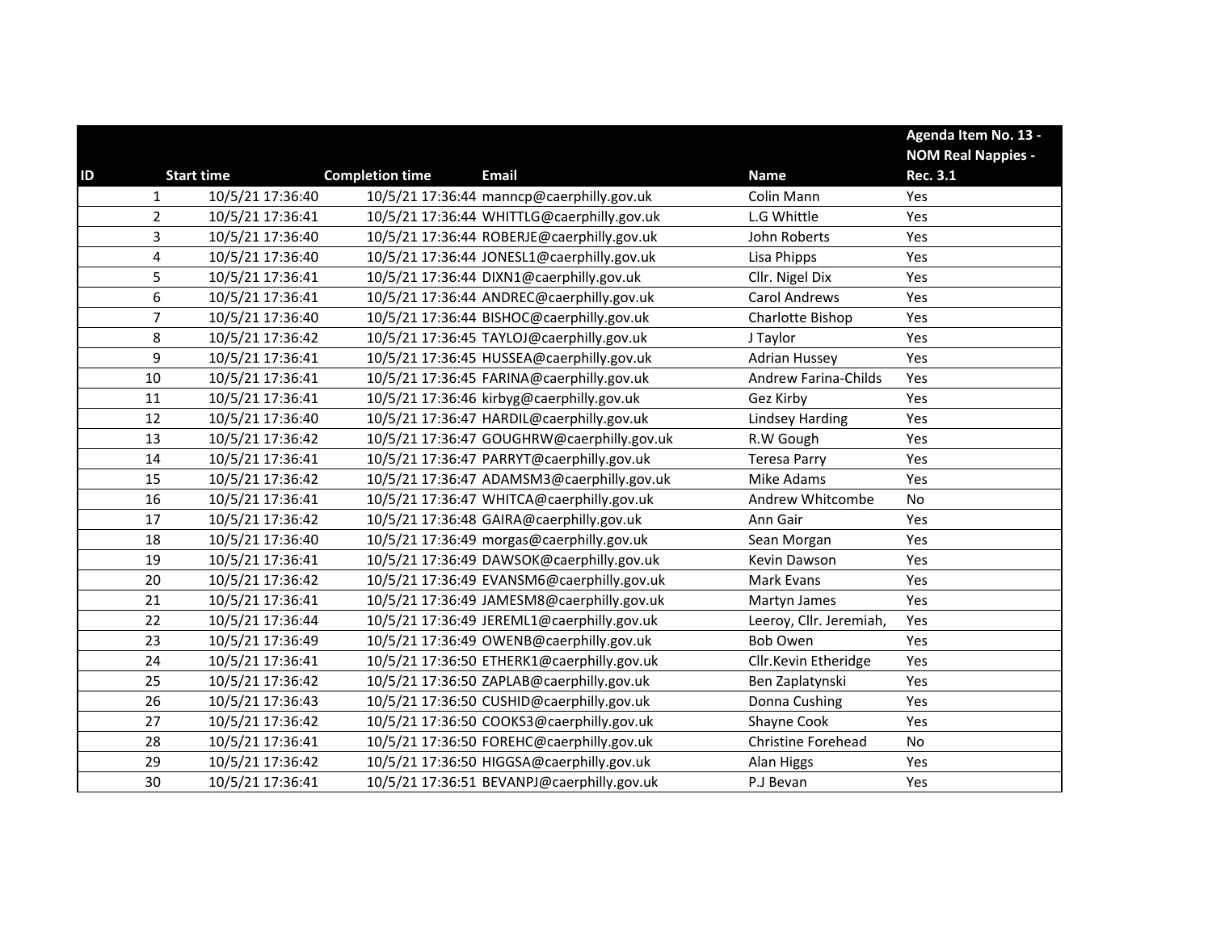| ID | Start time | Completion time | Email | Name | Agenda Item No. 13 - NOM Real Nappies - Rec. 3.1 |
|---|---|---|---|---|---|
| 1 | 10/5/21 17:36:40 | 10/5/21 17:36:44 | manncp@caerphilly.gov.uk | Colin Mann | Yes |
| 2 | 10/5/21 17:36:41 | 10/5/21 17:36:44 | WHITTLG@caerphilly.gov.uk | L.G Whittle | Yes |
| 3 | 10/5/21 17:36:40 | 10/5/21 17:36:44 | ROBERJE@caerphilly.gov.uk | John Roberts | Yes |
| 4 | 10/5/21 17:36:40 | 10/5/21 17:36:44 | JONESL1@caerphilly.gov.uk | Lisa Phipps | Yes |
| 5 | 10/5/21 17:36:41 | 10/5/21 17:36:44 | DIXN1@caerphilly.gov.uk | Cllr. Nigel Dix | Yes |
| 6 | 10/5/21 17:36:41 | 10/5/21 17:36:44 | ANDREC@caerphilly.gov.uk | Carol Andrews | Yes |
| 7 | 10/5/21 17:36:40 | 10/5/21 17:36:44 | BISHOC@caerphilly.gov.uk | Charlotte Bishop | Yes |
| 8 | 10/5/21 17:36:42 | 10/5/21 17:36:45 | TAYLOJ@caerphilly.gov.uk | J Taylor | Yes |
| 9 | 10/5/21 17:36:41 | 10/5/21 17:36:45 | HUSSEA@caerphilly.gov.uk | Adrian Hussey | Yes |
| 10 | 10/5/21 17:36:41 | 10/5/21 17:36:45 | FARINA@caerphilly.gov.uk | Andrew Farina-Childs | Yes |
| 11 | 10/5/21 17:36:41 | 10/5/21 17:36:46 | kirbyg@caerphilly.gov.uk | Gez Kirby | Yes |
| 12 | 10/5/21 17:36:40 | 10/5/21 17:36:47 | HARDIL@caerphilly.gov.uk | Lindsey Harding | Yes |
| 13 | 10/5/21 17:36:42 | 10/5/21 17:36:47 | GOUGHRW@caerphilly.gov.uk | R.W Gough | Yes |
| 14 | 10/5/21 17:36:41 | 10/5/21 17:36:47 | PARRYT@caerphilly.gov.uk | Teresa Parry | Yes |
| 15 | 10/5/21 17:36:42 | 10/5/21 17:36:47 | ADAMSM3@caerphilly.gov.uk | Mike Adams | Yes |
| 16 | 10/5/21 17:36:41 | 10/5/21 17:36:47 | WHITCA@caerphilly.gov.uk | Andrew Whitcombe | No |
| 17 | 10/5/21 17:36:42 | 10/5/21 17:36:48 | GAIRA@caerphilly.gov.uk | Ann Gair | Yes |
| 18 | 10/5/21 17:36:40 | 10/5/21 17:36:49 | morgas@caerphilly.gov.uk | Sean Morgan | Yes |
| 19 | 10/5/21 17:36:41 | 10/5/21 17:36:49 | DAWSOK@caerphilly.gov.uk | Kevin Dawson | Yes |
| 20 | 10/5/21 17:36:42 | 10/5/21 17:36:49 | EVANSM6@caerphilly.gov.uk | Mark Evans | Yes |
| 21 | 10/5/21 17:36:41 | 10/5/21 17:36:49 | JAMESM8@caerphilly.gov.uk | Martyn James | Yes |
| 22 | 10/5/21 17:36:44 | 10/5/21 17:36:49 | JEREML1@caerphilly.gov.uk | Leeroy, Cllr. Jeremiah, | Yes |
| 23 | 10/5/21 17:36:49 | 10/5/21 17:36:49 | OWENB@caerphilly.gov.uk | Bob Owen | Yes |
| 24 | 10/5/21 17:36:41 | 10/5/21 17:36:50 | ETHERK1@caerphilly.gov.uk | Cllr.Kevin Etheridge | Yes |
| 25 | 10/5/21 17:36:42 | 10/5/21 17:36:50 | ZAPLAB@caerphilly.gov.uk | Ben Zaplatynski | Yes |
| 26 | 10/5/21 17:36:43 | 10/5/21 17:36:50 | CUSHID@caerphilly.gov.uk | Donna Cushing | Yes |
| 27 | 10/5/21 17:36:42 | 10/5/21 17:36:50 | COOKS3@caerphilly.gov.uk | Shayne Cook | Yes |
| 28 | 10/5/21 17:36:41 | 10/5/21 17:36:50 | FOREHC@caerphilly.gov.uk | Christine Forehead | No |
| 29 | 10/5/21 17:36:42 | 10/5/21 17:36:50 | HIGGSA@caerphilly.gov.uk | Alan Higgs | Yes |
| 30 | 10/5/21 17:36:41 | 10/5/21 17:36:51 | BEVANPJ@caerphilly.gov.uk | P.J Bevan | Yes |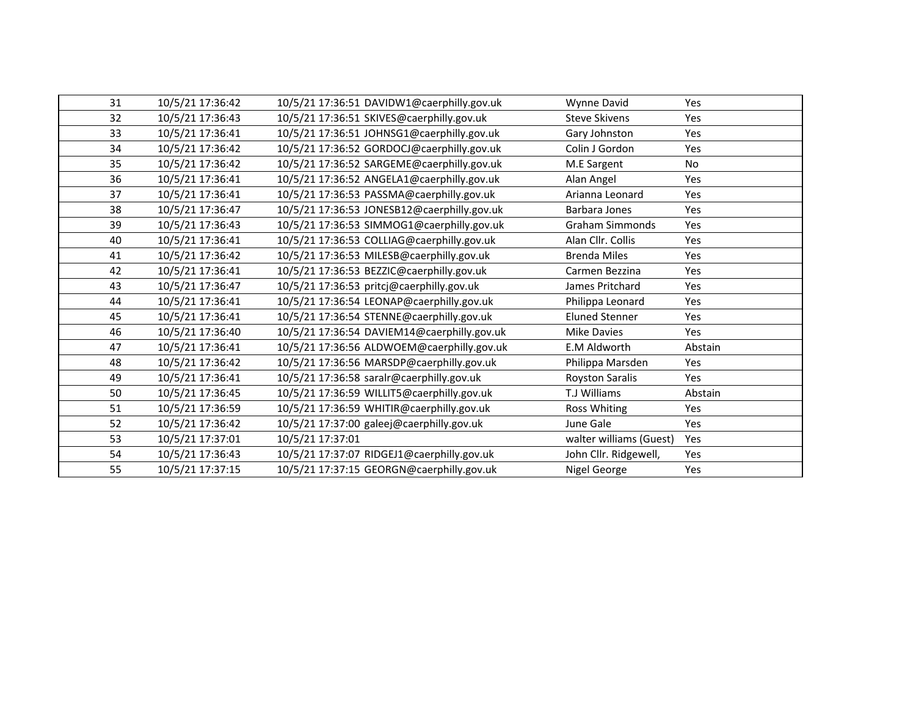| | | | | | |
|---|---|---|---|---|---|
| 31 | 10/5/21 17:36:42 | 10/5/21 17:36:51 | DAVIDW1@caerphilly.gov.uk | Wynne David | Yes |
| 32 | 10/5/21 17:36:43 | 10/5/21 17:36:51 | SKIVES@caerphilly.gov.uk | Steve Skivens | Yes |
| 33 | 10/5/21 17:36:41 | 10/5/21 17:36:51 | JOHNSG1@caerphilly.gov.uk | Gary Johnston | Yes |
| 34 | 10/5/21 17:36:42 | 10/5/21 17:36:52 | GORDOCJ@caerphilly.gov.uk | Colin J Gordon | Yes |
| 35 | 10/5/21 17:36:42 | 10/5/21 17:36:52 | SARGEME@caerphilly.gov.uk | M.E Sargent | No |
| 36 | 10/5/21 17:36:41 | 10/5/21 17:36:52 | ANGELA1@caerphilly.gov.uk | Alan Angel | Yes |
| 37 | 10/5/21 17:36:41 | 10/5/21 17:36:53 | PASSMA@caerphilly.gov.uk | Arianna Leonard | Yes |
| 38 | 10/5/21 17:36:47 | 10/5/21 17:36:53 | JONESB12@caerphilly.gov.uk | Barbara Jones | Yes |
| 39 | 10/5/21 17:36:43 | 10/5/21 17:36:53 | SIMMOG1@caerphilly.gov.uk | Graham Simmonds | Yes |
| 40 | 10/5/21 17:36:41 | 10/5/21 17:36:53 | COLLIAG@caerphilly.gov.uk | Alan Cllr. Collis | Yes |
| 41 | 10/5/21 17:36:42 | 10/5/21 17:36:53 | MILESB@caerphilly.gov.uk | Brenda Miles | Yes |
| 42 | 10/5/21 17:36:41 | 10/5/21 17:36:53 | BEZZIC@caerphilly.gov.uk | Carmen Bezzina | Yes |
| 43 | 10/5/21 17:36:47 | 10/5/21 17:36:53 | pritcj@caerphilly.gov.uk | James Pritchard | Yes |
| 44 | 10/5/21 17:36:41 | 10/5/21 17:36:54 | LEONAP@caerphilly.gov.uk | Philippa Leonard | Yes |
| 45 | 10/5/21 17:36:41 | 10/5/21 17:36:54 | STENNE@caerphilly.gov.uk | Eluned Stenner | Yes |
| 46 | 10/5/21 17:36:40 | 10/5/21 17:36:54 | DAVIEM14@caerphilly.gov.uk | Mike Davies | Yes |
| 47 | 10/5/21 17:36:41 | 10/5/21 17:36:56 | ALDWOEM@caerphilly.gov.uk | E.M Aldworth | Abstain |
| 48 | 10/5/21 17:36:42 | 10/5/21 17:36:56 | MARSDP@caerphilly.gov.uk | Philippa Marsden | Yes |
| 49 | 10/5/21 17:36:41 | 10/5/21 17:36:58 | saralr@caerphilly.gov.uk | Royston Saralis | Yes |
| 50 | 10/5/21 17:36:45 | 10/5/21 17:36:59 | WILLIT5@caerphilly.gov.uk | T.J Williams | Abstain |
| 51 | 10/5/21 17:36:59 | 10/5/21 17:36:59 | WHITIR@caerphilly.gov.uk | Ross Whiting | Yes |
| 52 | 10/5/21 17:36:42 | 10/5/21 17:37:00 | galeej@caerphilly.gov.uk | June Gale | Yes |
| 53 | 10/5/21 17:37:01 | 10/5/21 17:37:01 | | walter williams (Guest) | Yes |
| 54 | 10/5/21 17:36:43 | 10/5/21 17:37:07 | RIDGEJ1@caerphilly.gov.uk | John Cllr. Ridgewell, | Yes |
| 55 | 10/5/21 17:37:15 | 10/5/21 17:37:15 | GEORGN@caerphilly.gov.uk | Nigel George | Yes |